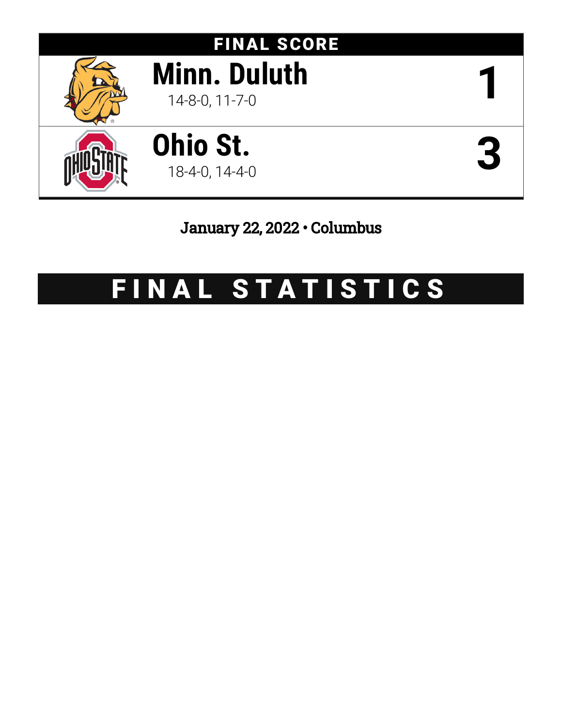## FINAL SCORE

| Team | Record | Score |
|---|---|---|
| **Minn. Duluth** | 14-8-0, 11-7-0 | 1 |
| **Ohio St.** | 18-4-0, 14-4-0 | 3 |

**January 22, 2022 • Columbus**

# FINAL STATISTICS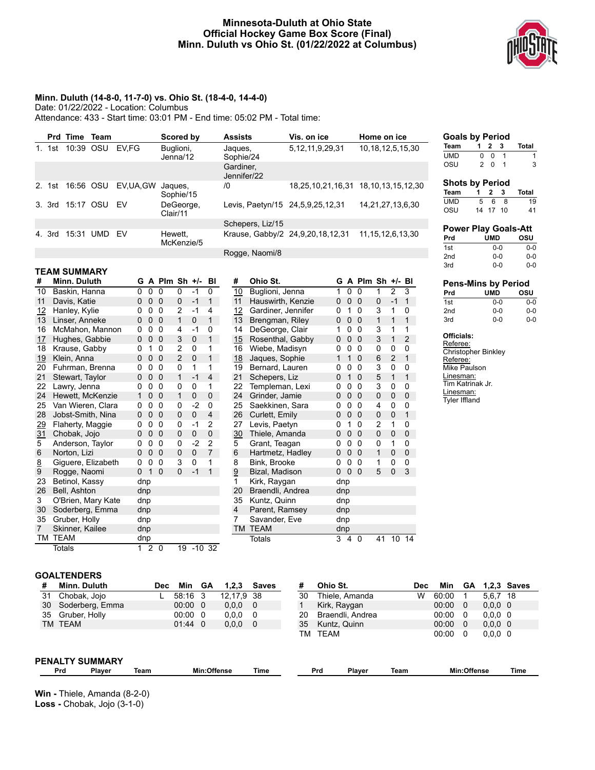# Minnesota-Duluth at Ohio State
## Official Hockey Game Box Score (Final)
## Minn. Duluth vs Ohio St. (01/22/2022 at Columbus)

**Minn. Duluth (14-8-0, 11-7-0) vs. Ohio St. (18-4-0, 14-4-0)**

Date: 01/22/2022 - Location: Columbus

Attendance: 433 - Start time: 03:01 PM - End time: 05:02 PM - Total time:

| | Prd | Time | Team | | Scored by | Assists | Vis. on ice | Home on ice |
|---|---|---|---|---|---|---|---|---|
| 1. | 1st | 10:39 | OSU | EV,FG | Buglioni, Jenna/12 | Jaques, Sophie/24 | 5,12,11,9,29,31 | 10,18,12,5,15,30 |
| | | | | | | Gardiner, Jennifer/22 | | |
| 2. | 1st | 16:56 | OSU | EV,UA,GW | Jaques, Sophie/15 | /0 | 18,25,10,21,16,31 | 18,10,13,15,12,30 |
| 3. | 3rd | 15:17 | OSU | EV | DeGeorge, Clair/11 | Levis, Paetyn/15 | 24,5,9,25,12,31 | 14,21,27,13,6,30 |
| | | | | | | Schepers, Liz/15 | | |
| 4. | 3rd | 15:31 | UMD | EV | Hewett, McKenzie/5 | Krause, Gabby/2 | 24,9,20,18,12,31 | 11,15,12,6,13,30 |
| | | | | | | Rogge, Naomi/8 | | |

### Goals by Period

| Team | 1 | 2 | 3 | Total |
|---|---|---|---|---|
| UMD | 0 | 0 | 1 | 1 |
| OSU | 2 | 0 | 1 | 3 |

### Shots by Period

| Team | 1 | 2 | 3 | Total |
|---|---|---|---|---|
| UMD | 5 | 6 | 8 | 19 |
| OSU | 14 | 17 | 10 | 41 |

### Power Play Goals-Att

| Prd | UMD | OSU |
|---|---|---|
| 1st | 0-0 | 0-0 |
| 2nd | 0-0 | 0-0 |
| 3rd | 0-0 | 0-0 |

### Pens-Mins by Period

| Prd | UMD | OSU |
|---|---|---|
| 1st | 0-0 | 0-0 |
| 2nd | 0-0 | 0-0 |
| 3rd | 0-0 | 0-0 |

**Officials:**
Referee: Christopher Binkley
Referee: Mike Paulson
Linesman: Tim Katrinak Jr.
Linesman: Tyler Iffland

## TEAM SUMMARY

| # | Minn. Duluth | G | A | Plm | Sh | +/- | Bl |
|---|---|---|---|---|---|---|---|
| 10 | Baskin, Hanna | 0 | 0 | 0 | 0 | -1 | 0 |
| 11 | Davis, Katie | 0 | 0 | 0 | 0 | -1 | 1 |
| 12 | Hanley, Kylie | 0 | 0 | 0 | 2 | -1 | 4 |
| 13 | Linser, Anneke | 0 | 0 | 0 | 1 | 0 | 1 |
| 16 | McMahon, Mannon | 0 | 0 | 0 | 4 | -1 | 0 |
| 17 | Hughes, Gabbie | 0 | 0 | 0 | 3 | 0 | 1 |
| 18 | Krause, Gabby | 0 | 1 | 0 | 2 | 0 | 1 |
| 19 | Klein, Anna | 0 | 0 | 0 | 2 | 0 | 1 |
| 20 | Fuhrman, Brenna | 0 | 0 | 0 | 0 | 1 | 1 |
| 21 | Stewart, Taylor | 0 | 0 | 0 | 1 | -1 | 4 |
| 22 | Lawry, Jenna | 0 | 0 | 0 | 0 | 0 | 1 |
| 24 | Hewett, McKenzie | 1 | 0 | 0 | 1 | 0 | 0 |
| 25 | Van Wieren, Clara | 0 | 0 | 0 | 0 | -2 | 0 |
| 28 | Jobst-Smith, Nina | 0 | 0 | 0 | 0 | 0 | 4 |
| 29 | Flaherty, Maggie | 0 | 0 | 0 | 0 | -1 | 2 |
| 31 | Chobak, Jojo | 0 | 0 | 0 | 0 | 0 | 0 |
| 5 | Anderson, Taylor | 0 | 0 | 0 | 0 | -2 | 2 |
| 6 | Norton, Lizi | 0 | 0 | 0 | 0 | 0 | 7 |
| 8 | Giguere, Elizabeth | 0 | 0 | 0 | 3 | 0 | 1 |
| 9 | Rogge, Naomi | 0 | 1 | 0 | 0 | -1 | 1 |
| 23 | Betinol, Kassy | dnp | | | | | |
| 26 | Bell, Ashton | dnp | | | | | |
| 3 | O'Brien, Mary Kate | dnp | | | | | |
| 30 | Soderberg, Emma | dnp | | | | | |
| 35 | Gruber, Holly | dnp | | | | | |
| 7 | Skinner, Kailee | dnp | | | | | |
| TM | TEAM | dnp | | | | | |
| | Totals | 1 | 2 | 0 | 19 | -10 | 32 |

| # | Ohio St. | G | A | Plm | Sh | +/- | Bl |
|---|---|---|---|---|---|---|---|
| 10 | Buglioni, Jenna | 1 | 0 | 0 | 1 | 2 | 3 |
| 11 | Hauswirth, Kenzie | 0 | 0 | 0 | 0 | -1 | 1 |
| 12 | Gardiner, Jennifer | 0 | 1 | 0 | 3 | 1 | 0 |
| 13 | Brengman, Riley | 0 | 0 | 0 | 1 | 1 | 1 |
| 14 | DeGeorge, Clair | 1 | 0 | 0 | 3 | 1 | 1 |
| 15 | Rosenthal, Gabby | 0 | 0 | 0 | 3 | 1 | 2 |
| 16 | Wiebe, Madisyn | 0 | 0 | 0 | 0 | 0 | 0 |
| 18 | Jaques, Sophie | 1 | 1 | 0 | 6 | 2 | 1 |
| 19 | Bernard, Lauren | 0 | 0 | 0 | 3 | 0 | 0 |
| 21 | Schepers, Liz | 0 | 1 | 0 | 5 | 1 | 1 |
| 22 | Templeman, Lexi | 0 | 0 | 0 | 3 | 0 | 0 |
| 24 | Grinder, Jamie | 0 | 0 | 0 | 0 | 0 | 0 |
| 25 | Saekkinen, Sara | 0 | 0 | 0 | 4 | 0 | 0 |
| 26 | Curlett, Emily | 0 | 0 | 0 | 0 | 0 | 1 |
| 27 | Levis, Paetyn | 0 | 1 | 0 | 2 | 1 | 0 |
| 30 | Thiele, Amanda | 0 | 0 | 0 | 0 | 0 | 0 |
| 5 | Grant, Teagan | 0 | 0 | 0 | 0 | 1 | 0 |
| 6 | Hartmetz, Hadley | 0 | 0 | 0 | 1 | 0 | 0 |
| 8 | Bink, Brooke | 0 | 0 | 0 | 1 | 0 | 0 |
| 9 | Bizal, Madison | 0 | 0 | 0 | 5 | 0 | 3 |
| 1 | Kirk, Raygan | dnp | | | | | |
| 20 | Braendli, Andrea | dnp | | | | | |
| 35 | Kuntz, Quinn | dnp | | | | | |
| 4 | Parent, Ramsey | dnp | | | | | |
| 7 | Savander, Eve | dnp | | | | | |
| TM | TEAM | dnp | | | | | |
| | Totals | 3 | 4 | 0 | 41 | 10 | 14 |

## GOALTENDERS

| # | Minn. Duluth | Dec | Min | GA | 1,2,3 | Saves |
|---|---|---|---|---|---|---|
| 31 | Chobak, Jojo | L | 58:16 | 3 | 12,17,9 | 38 |
| 30 | Soderberg, Emma | | 00:00 | 0 | 0,0,0 | 0 |
| 35 | Gruber, Holly | | 00:00 | 0 | 0,0,0 | 0 |
| TM | TEAM | | 01:44 | 0 | 0,0,0 | 0 |

| # | Ohio St. | Dec | Min | GA | 1,2,3 | Saves |
|---|---|---|---|---|---|---|
| 30 | Thiele, Amanda | W | 60:00 | 1 | 5,6,7 | 18 |
| 1 | Kirk, Raygan | | 00:00 | 0 | 0,0,0 | 0 |
| 20 | Braendli, Andrea | | 00:00 | 0 | 0,0,0 | 0 |
| 35 | Kuntz, Quinn | | 00:00 | 0 | 0,0,0 | 0 |
| TM | TEAM | | 00:00 | 0 | 0,0,0 | 0 |

## PENALTY SUMMARY

| Prd | Player | Team | Min:Offense | Time |
|---|---|---|---|---|

| Prd | Player | Team | Min:Offense | Time |
|---|---|---|---|---|

**Win -** Thiele, Amanda (8-2-0)
**Loss -** Chobak, Jojo (3-1-0)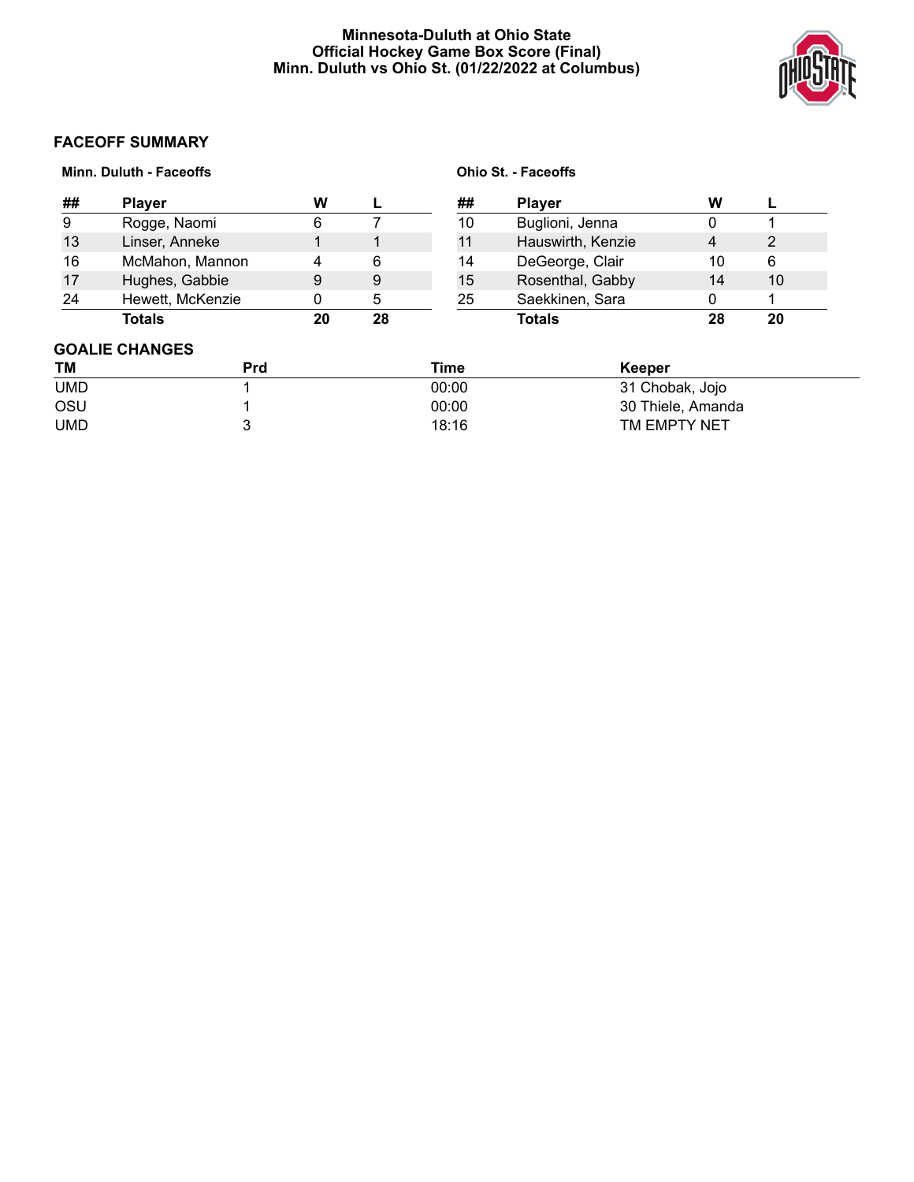**Minnesota-Duluth at Ohio State**
**Official Hockey Game Box Score (Final)**
**Minn. Duluth vs Ohio St. (01/22/2022 at Columbus)**

## FACEOFF SUMMARY

**Minn. Duluth - Faceoffs**

| ## | Player | W | L |
|---|---|---|---|
| 9 | Rogge, Naomi | 6 | 7 |
| 13 | Linser, Anneke | 1 | 1 |
| 16 | McMahon, Mannon | 4 | 6 |
| 17 | Hughes, Gabbie | 9 | 9 |
| 24 | Hewett, McKenzie | 0 | 5 |
| | **Totals** | **20** | **28** |

**Ohio St. - Faceoffs**

| ## | Player | W | L |
|---|---|---|---|
| 10 | Buglioni, Jenna | 0 | 1 |
| 11 | Hauswirth, Kenzie | 4 | 2 |
| 14 | DeGeorge, Clair | 10 | 6 |
| 15 | Rosenthal, Gabby | 14 | 10 |
| 25 | Saekkinen, Sara | 0 | 1 |
| | **Totals** | **28** | **20** |

## GOALIE CHANGES

| TM | Prd | Time | Keeper |
|---|---|---|---|
| UMD | 1 | 00:00 | 31 Chobak, Jojo |
| OSU | 1 | 00:00 | 30 Thiele, Amanda |
| UMD | 3 | 18:16 | TM EMPTY NET |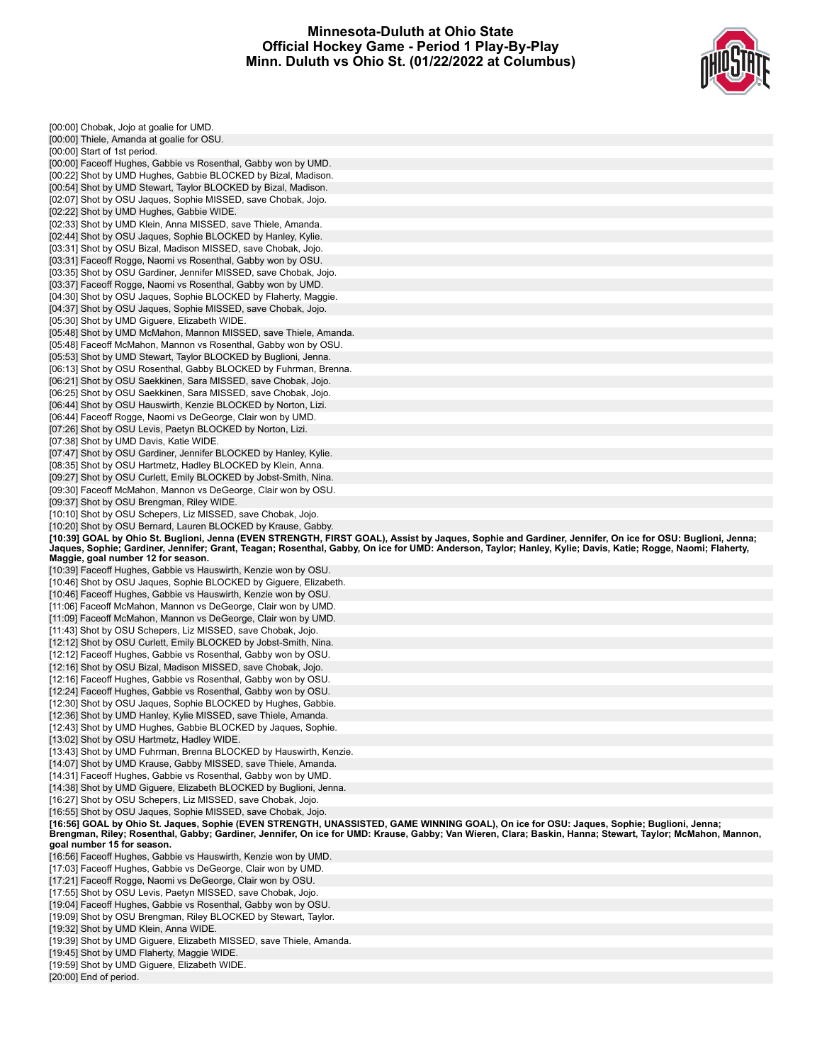# Minnesota-Duluth at Ohio State
## Official Hockey Game - Period 1 Play-By-Play
## Minn. Duluth vs Ohio St. (01/22/2022 at Columbus)

[00:00] Chobak, Jojo at goalie for UMD.
[00:00] Thiele, Amanda at goalie for OSU.
[00:00] Start of 1st period.
[00:00] Faceoff Hughes, Gabbie vs Rosenthal, Gabby won by UMD.
[00:22] Shot by UMD Hughes, Gabbie BLOCKED by Bizal, Madison.
[00:54] Shot by UMD Stewart, Taylor BLOCKED by Bizal, Madison.
[02:07] Shot by OSU Jaques, Sophie MISSED, save Chobak, Jojo.
[02:22] Shot by UMD Hughes, Gabbie WIDE.
[02:33] Shot by UMD Klein, Anna MISSED, save Thiele, Amanda.
[02:44] Shot by OSU Jaques, Sophie BLOCKED by Hanley, Kylie.
[03:31] Shot by OSU Bizal, Madison MISSED, save Chobak, Jojo.
[03:31] Faceoff Rogge, Naomi vs Rosenthal, Gabby won by OSU.
[03:35] Shot by OSU Gardiner, Jennifer MISSED, save Chobak, Jojo.
[03:37] Faceoff Rogge, Naomi vs Rosenthal, Gabby won by UMD.
[04:30] Shot by OSU Jaques, Sophie BLOCKED by Flaherty, Maggie.
[04:37] Shot by OSU Jaques, Sophie MISSED, save Chobak, Jojo.
[05:30] Shot by UMD Giguere, Elizabeth WIDE.
[05:48] Shot by UMD McMahon, Mannon MISSED, save Thiele, Amanda.
[05:48] Faceoff McMahon, Mannon vs Rosenthal, Gabby won by OSU.
[05:53] Shot by UMD Stewart, Taylor BLOCKED by Buglioni, Jenna.
[06:13] Shot by OSU Rosenthal, Gabby BLOCKED by Fuhrman, Brenna.
[06:21] Shot by OSU Saekkinen, Sara MISSED, save Chobak, Jojo.
[06:25] Shot by OSU Saekkinen, Sara MISSED, save Chobak, Jojo.
[06:44] Shot by OSU Hauswirth, Kenzie BLOCKED by Norton, Lizi.
[06:44] Faceoff Rogge, Naomi vs DeGeorge, Clair won by UMD.
[07:26] Shot by OSU Levis, Paetyn BLOCKED by Norton, Lizi.
[07:38] Shot by UMD Davis, Katie WIDE.
[07:47] Shot by OSU Gardiner, Jennifer BLOCKED by Hanley, Kylie.
[08:35] Shot by OSU Hartmetz, Hadley BLOCKED by Klein, Anna.
[09:27] Shot by OSU Curlett, Emily BLOCKED by Jobst-Smith, Nina.
[09:30] Faceoff McMahon, Mannon vs DeGeorge, Clair won by OSU.
[09:37] Shot by OSU Brengman, Riley WIDE.
[10:10] Shot by OSU Schepers, Liz MISSED, save Chobak, Jojo.
[10:20] Shot by OSU Bernard, Lauren BLOCKED by Krause, Gabby.
**[10:39] GOAL by Ohio St. Buglioni, Jenna (EVEN STRENGTH, FIRST GOAL), Assist by Jaques, Sophie and Gardiner, Jennifer, On ice for OSU: Buglioni, Jenna; Jaques, Sophie; Gardiner, Jennifer; Grant, Teagan; Rosenthal, Gabby, On ice for UMD: Anderson, Taylor; Hanley, Kylie; Davis, Katie; Rogge, Naomi; Flaherty, Maggie, goal number 12 for season.**
[10:39] Faceoff Hughes, Gabbie vs Hauswirth, Kenzie won by OSU.
[10:46] Shot by OSU Jaques, Sophie BLOCKED by Giguere, Elizabeth.
[10:46] Faceoff Hughes, Gabbie vs Hauswirth, Kenzie won by OSU.
[11:06] Faceoff McMahon, Mannon vs DeGeorge, Clair won by UMD.
[11:09] Faceoff McMahon, Mannon vs DeGeorge, Clair won by UMD.
[11:43] Shot by OSU Schepers, Liz MISSED, save Chobak, Jojo.
[12:12] Shot by OSU Curlett, Emily BLOCKED by Jobst-Smith, Nina.
[12:12] Faceoff Hughes, Gabbie vs Rosenthal, Gabby won by OSU.
[12:16] Shot by OSU Bizal, Madison MISSED, save Chobak, Jojo.
[12:16] Faceoff Hughes, Gabbie vs Rosenthal, Gabby won by OSU.
[12:24] Faceoff Hughes, Gabbie vs Rosenthal, Gabby won by OSU.
[12:30] Shot by OSU Jaques, Sophie BLOCKED by Hughes, Gabbie.
[12:36] Shot by UMD Hanley, Kylie MISSED, save Thiele, Amanda.
[12:43] Shot by UMD Hughes, Gabbie BLOCKED by Jaques, Sophie.
[13:02] Shot by OSU Hartmetz, Hadley WIDE.
[13:43] Shot by UMD Fuhrman, Brenna BLOCKED by Hauswirth, Kenzie.
[14:07] Shot by UMD Krause, Gabby MISSED, save Thiele, Amanda.
[14:31] Faceoff Hughes, Gabbie vs Rosenthal, Gabby won by UMD.
[14:38] Shot by UMD Giguere, Elizabeth BLOCKED by Buglioni, Jenna.
[16:27] Shot by OSU Schepers, Liz MISSED, save Chobak, Jojo.
[16:55] Shot by OSU Jaques, Sophie MISSED, save Chobak, Jojo.
**[16:56] GOAL by Ohio St. Jaques, Sophie (EVEN STRENGTH, UNASSISTED, GAME WINNING GOAL), On ice for OSU: Jaques, Sophie; Buglioni, Jenna; Brengman, Riley; Rosenthal, Gabby; Gardiner, Jennifer, On ice for UMD: Krause, Gabby; Van Wieren, Clara; Baskin, Hanna; Stewart, Taylor; McMahon, Mannon, goal number 15 for season.**
[16:56] Faceoff Hughes, Gabbie vs Hauswirth, Kenzie won by UMD.
[17:03] Faceoff Hughes, Gabbie vs DeGeorge, Clair won by UMD.
[17:21] Faceoff Rogge, Naomi vs DeGeorge, Clair won by OSU.
[17:55] Shot by OSU Levis, Paetyn MISSED, save Chobak, Jojo.
[19:04] Faceoff Hughes, Gabbie vs Rosenthal, Gabby won by OSU.
[19:09] Shot by OSU Brengman, Riley BLOCKED by Stewart, Taylor.
[19:32] Shot by UMD Klein, Anna WIDE.
[19:39] Shot by UMD Giguere, Elizabeth MISSED, save Thiele, Amanda.
[19:45] Shot by UMD Flaherty, Maggie WIDE.
[19:59] Shot by UMD Giguere, Elizabeth WIDE.
[20:00] End of period.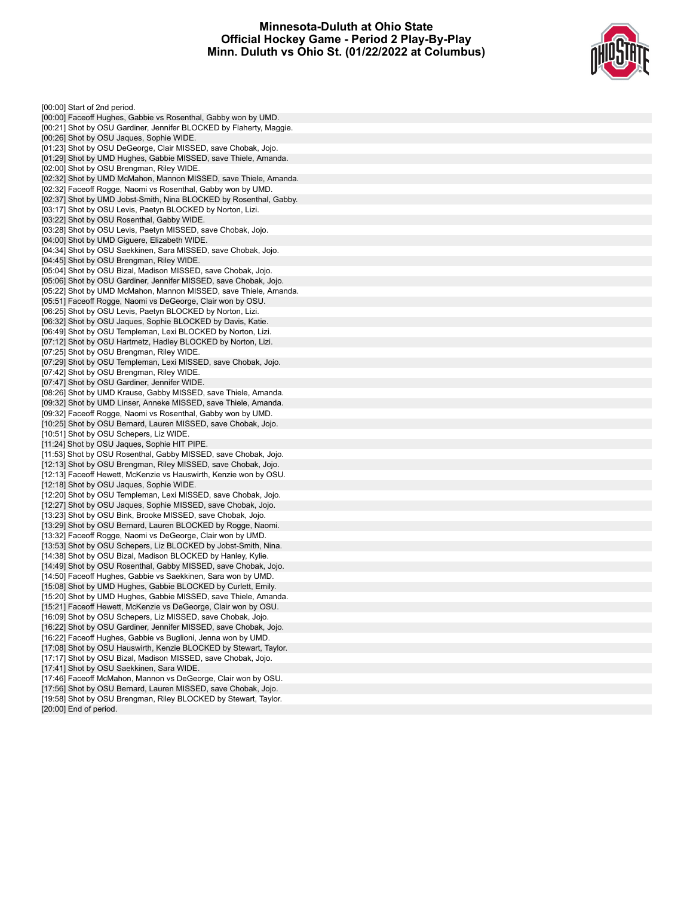# Minnesota-Duluth at Ohio State
## Official Hockey Game - Period 2 Play-By-Play
## Minn. Duluth vs Ohio St. (01/22/2022 at Columbus)

[00:00] Start of 2nd period.
[00:00] Faceoff Hughes, Gabbie vs Rosenthal, Gabby won by UMD.
[00:21] Shot by OSU Gardiner, Jennifer BLOCKED by Flaherty, Maggie.
[00:26] Shot by OSU Jaques, Sophie WIDE.
[01:23] Shot by OSU DeGeorge, Clair MISSED, save Chobak, Jojo.
[01:29] Shot by UMD Hughes, Gabbie MISSED, save Thiele, Amanda.
[02:00] Shot by OSU Brengman, Riley WIDE.
[02:32] Shot by UMD McMahon, Mannon MISSED, save Thiele, Amanda.
[02:32] Faceoff Rogge, Naomi vs Rosenthal, Gabby won by UMD.
[02:37] Shot by UMD Jobst-Smith, Nina BLOCKED by Rosenthal, Gabby.
[03:17] Shot by OSU Levis, Paetyn BLOCKED by Norton, Lizi.
[03:22] Shot by OSU Rosenthal, Gabby WIDE.
[03:28] Shot by OSU Levis, Paetyn MISSED, save Chobak, Jojo.
[04:00] Shot by UMD Giguere, Elizabeth WIDE.
[04:34] Shot by OSU Saekkinen, Sara MISSED, save Chobak, Jojo.
[04:45] Shot by OSU Brengman, Riley WIDE.
[05:04] Shot by OSU Bizal, Madison MISSED, save Chobak, Jojo.
[05:06] Shot by OSU Gardiner, Jennifer MISSED, save Chobak, Jojo.
[05:22] Shot by UMD McMahon, Mannon MISSED, save Thiele, Amanda.
[05:51] Faceoff Rogge, Naomi vs DeGeorge, Clair won by OSU.
[06:25] Shot by OSU Levis, Paetyn BLOCKED by Norton, Lizi.
[06:32] Shot by OSU Jaques, Sophie BLOCKED by Davis, Katie.
[06:49] Shot by OSU Templeman, Lexi BLOCKED by Norton, Lizi.
[07:12] Shot by OSU Hartmetz, Hadley BLOCKED by Norton, Lizi.
[07:25] Shot by OSU Brengman, Riley WIDE.
[07:29] Shot by OSU Templeman, Lexi MISSED, save Chobak, Jojo.
[07:42] Shot by OSU Brengman, Riley WIDE.
[07:47] Shot by OSU Gardiner, Jennifer WIDE.
[08:26] Shot by UMD Krause, Gabby MISSED, save Thiele, Amanda.
[09:32] Shot by UMD Linser, Anneke MISSED, save Thiele, Amanda.
[09:32] Faceoff Rogge, Naomi vs Rosenthal, Gabby won by UMD.
[10:25] Shot by OSU Bernard, Lauren MISSED, save Chobak, Jojo.
[10:51] Shot by OSU Schepers, Liz WIDE.
[11:24] Shot by OSU Jaques, Sophie HIT PIPE.
[11:53] Shot by OSU Rosenthal, Gabby MISSED, save Chobak, Jojo.
[12:13] Shot by OSU Brengman, Riley MISSED, save Chobak, Jojo.
[12:13] Faceoff Hewett, McKenzie vs Hauswirth, Kenzie won by OSU.
[12:18] Shot by OSU Jaques, Sophie WIDE.
[12:20] Shot by OSU Templeman, Lexi MISSED, save Chobak, Jojo.
[12:27] Shot by OSU Jaques, Sophie MISSED, save Chobak, Jojo.
[13:23] Shot by OSU Bink, Brooke MISSED, save Chobak, Jojo.
[13:29] Shot by OSU Bernard, Lauren BLOCKED by Rogge, Naomi.
[13:32] Faceoff Rogge, Naomi vs DeGeorge, Clair won by UMD.
[13:53] Shot by OSU Schepers, Liz BLOCKED by Jobst-Smith, Nina.
[14:38] Shot by OSU Bizal, Madison BLOCKED by Hanley, Kylie.
[14:49] Shot by OSU Rosenthal, Gabby MISSED, save Chobak, Jojo.
[14:50] Faceoff Hughes, Gabbie vs Saekkinen, Sara won by UMD.
[15:08] Shot by UMD Hughes, Gabbie BLOCKED by Curlett, Emily.
[15:20] Shot by UMD Hughes, Gabbie MISSED, save Thiele, Amanda.
[15:21] Faceoff Hewett, McKenzie vs DeGeorge, Clair won by OSU.
[16:09] Shot by OSU Schepers, Liz MISSED, save Chobak, Jojo.
[16:22] Shot by OSU Gardiner, Jennifer MISSED, save Chobak, Jojo.
[16:22] Faceoff Hughes, Gabbie vs Buglioni, Jenna won by UMD.
[17:08] Shot by OSU Hauswirth, Kenzie BLOCKED by Stewart, Taylor.
[17:17] Shot by OSU Bizal, Madison MISSED, save Chobak, Jojo.
[17:41] Shot by OSU Saekkinen, Sara WIDE.
[17:46] Faceoff McMahon, Mannon vs DeGeorge, Clair won by OSU.
[17:56] Shot by OSU Bernard, Lauren MISSED, save Chobak, Jojo.
[19:58] Shot by OSU Brengman, Riley BLOCKED by Stewart, Taylor.
[20:00] End of period.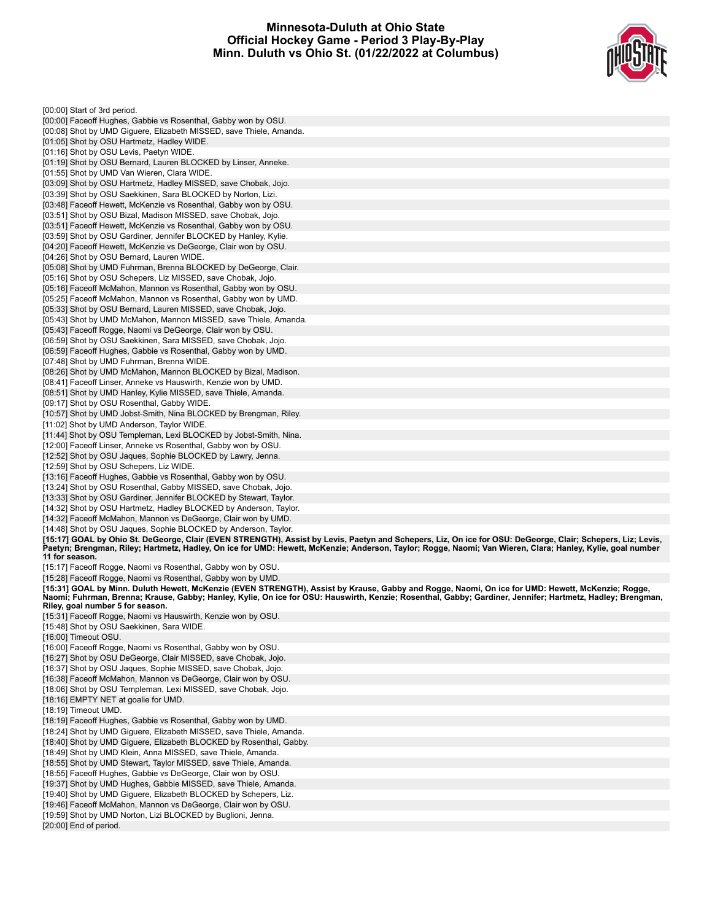# Minnesota-Duluth at Ohio State
## Official Hockey Game - Period 3 Play-By-Play
## Minn. Duluth vs Ohio St. (01/22/2022 at Columbus)

[00:00] Start of 3rd period.
[00:00] Faceoff Hughes, Gabbie vs Rosenthal, Gabby won by OSU.
[00:08] Shot by UMD Giguere, Elizabeth MISSED, save Thiele, Amanda.
[01:05] Shot by OSU Hartmetz, Hadley WIDE.
[01:16] Shot by OSU Levis, Paetyn WIDE.
[01:19] Shot by OSU Bernard, Lauren BLOCKED by Linser, Anneke.
[01:55] Shot by UMD Van Wieren, Clara WIDE.
[03:09] Shot by OSU Hartmetz, Hadley MISSED, save Chobak, Jojo.
[03:39] Shot by OSU Saekkinen, Sara BLOCKED by Norton, Lizi.
[03:48] Faceoff Hewett, McKenzie vs Rosenthal, Gabby won by OSU.
[03:51] Shot by OSU Bizal, Madison MISSED, save Chobak, Jojo.
[03:51] Faceoff Hewett, McKenzie vs Rosenthal, Gabby won by OSU.
[03:59] Shot by OSU Gardiner, Jennifer BLOCKED by Hanley, Kylie.
[04:20] Faceoff Hewett, McKenzie vs DeGeorge, Clair won by OSU.
[04:26] Shot by OSU Bernard, Lauren WIDE.
[05:08] Shot by UMD Fuhrman, Brenna BLOCKED by DeGeorge, Clair.
[05:16] Shot by OSU Schepers, Liz MISSED, save Chobak, Jojo.
[05:16] Faceoff McMahon, Mannon vs Rosenthal, Gabby won by OSU.
[05:25] Faceoff McMahon, Mannon vs Rosenthal, Gabby won by UMD.
[05:33] Shot by OSU Bernard, Lauren MISSED, save Chobak, Jojo.
[05:43] Shot by UMD McMahon, Mannon MISSED, save Thiele, Amanda.
[05:43] Faceoff Rogge, Naomi vs DeGeorge, Clair won by OSU.
[06:59] Shot by OSU Saekkinen, Sara MISSED, save Chobak, Jojo.
[06:59] Faceoff Hughes, Gabbie vs Rosenthal, Gabby won by UMD.
[07:48] Shot by UMD Fuhrman, Brenna WIDE.
[08:26] Shot by UMD McMahon, Mannon BLOCKED by Bizal, Madison.
[08:41] Faceoff Linser, Anneke vs Hauswirth, Kenzie won by UMD.
[08:51] Shot by UMD Hanley, Kylie MISSED, save Thiele, Amanda.
[09:17] Shot by OSU Rosenthal, Gabby WIDE.
[10:57] Shot by UMD Jobst-Smith, Nina BLOCKED by Brengman, Riley.
[11:02] Shot by UMD Anderson, Taylor WIDE.
[11:44] Shot by OSU Templeman, Lexi BLOCKED by Jobst-Smith, Nina.
[12:00] Faceoff Linser, Anneke vs Rosenthal, Gabby won by OSU.
[12:52] Shot by OSU Jaques, Sophie BLOCKED by Lawry, Jenna.
[12:59] Shot by OSU Schepers, Liz WIDE.
[13:16] Faceoff Hughes, Gabbie vs Rosenthal, Gabby won by OSU.
[13:24] Shot by OSU Rosenthal, Gabby MISSED, save Chobak, Jojo.
[13:33] Shot by OSU Gardiner, Jennifer BLOCKED by Stewart, Taylor.
[14:32] Shot by OSU Hartmetz, Hadley BLOCKED by Anderson, Taylor.
[14:32] Faceoff McMahon, Mannon vs DeGeorge, Clair won by UMD.
[14:48] Shot by OSU Jaques, Sophie BLOCKED by Anderson, Taylor.
**[15:17] GOAL by Ohio St. DeGeorge, Clair (EVEN STRENGTH), Assist by Levis, Paetyn and Schepers, Liz, On ice for OSU: DeGeorge, Clair; Schepers, Liz; Levis, Paetyn; Brengman, Riley; Hartmetz, Hadley, On ice for UMD: Hewett, McKenzie; Anderson, Taylor; Rogge, Naomi; Van Wieren, Clara; Hanley, Kylie, goal number 11 for season.**
[15:17] Faceoff Rogge, Naomi vs Rosenthal, Gabby won by OSU.
[15:28] Faceoff Rogge, Naomi vs Rosenthal, Gabby won by UMD.
**[15:31] GOAL by Minn. Duluth Hewett, McKenzie (EVEN STRENGTH), Assist by Krause, Gabby and Rogge, Naomi, On ice for UMD: Hewett, McKenzie; Rogge, Naomi; Fuhrman, Brenna; Krause, Gabby; Hanley, Kylie, On ice for OSU: Hauswirth, Kenzie; Rosenthal, Gabby; Gardiner, Jennifer; Hartmetz, Hadley; Brengman, Riley, goal number 5 for season.**
[15:31] Faceoff Rogge, Naomi vs Hauswirth, Kenzie won by OSU.
[15:48] Shot by OSU Saekkinen, Sara WIDE.
[16:00] Timeout OSU.
[16:00] Faceoff Rogge, Naomi vs Rosenthal, Gabby won by OSU.
[16:27] Shot by OSU DeGeorge, Clair MISSED, save Chobak, Jojo.
[16:37] Shot by OSU Jaques, Sophie MISSED, save Chobak, Jojo.
[16:38] Faceoff McMahon, Mannon vs DeGeorge, Clair won by OSU.
[18:06] Shot by OSU Templeman, Lexi MISSED, save Chobak, Jojo.
[18:16] EMPTY NET at goalie for UMD.
[18:19] Timeout UMD.
[18:19] Faceoff Hughes, Gabbie vs Rosenthal, Gabby won by UMD.
[18:24] Shot by UMD Giguere, Elizabeth MISSED, save Thiele, Amanda.
[18:40] Shot by UMD Giguere, Elizabeth BLOCKED by Rosenthal, Gabby.
[18:49] Shot by UMD Klein, Anna MISSED, save Thiele, Amanda.
[18:55] Shot by UMD Stewart, Taylor MISSED, save Thiele, Amanda.
[18:55] Faceoff Hughes, Gabbie vs DeGeorge, Clair won by OSU.
[19:37] Shot by UMD Hughes, Gabbie MISSED, save Thiele, Amanda.
[19:40] Shot by UMD Giguere, Elizabeth BLOCKED by Schepers, Liz.
[19:46] Faceoff McMahon, Mannon vs DeGeorge, Clair won by OSU.
[19:59] Shot by UMD Norton, Lizi BLOCKED by Buglioni, Jenna.
[20:00] End of period.